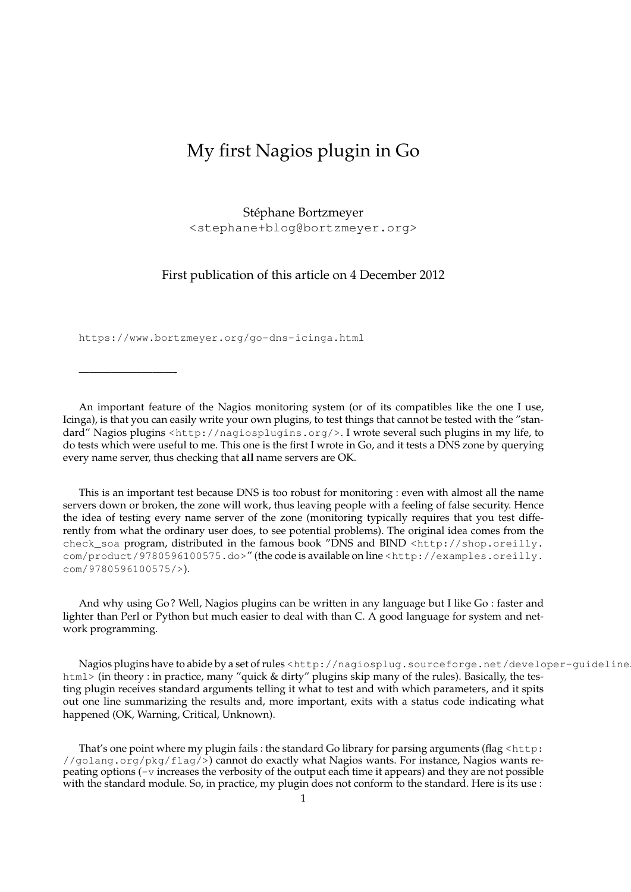# My first Nagios plugin in Go

Stéphane Bortzmeyer
<stephane+blog@bortzmeyer.org>

First publication of this article on 4 December 2012

https://www.bortzmeyer.org/go-dns-icinga.html

---

An important feature of the Nagios monitoring system (or of its compatibles like the one I use, Icinga), is that you can easily write your own plugins, to test things that cannot be tested with the "standard" Nagios plugins <http://nagiosplugins.org/>. I wrote several such plugins in my life, to do tests which were useful to me. This one is the first I wrote in Go, and it tests a DNS zone by querying every name server, thus checking that **all** name servers are OK.

This is an important test because DNS is too robust for monitoring : even with almost all the name servers down or broken, the zone will work, thus leaving people with a feeling of false security. Hence the idea of testing every name server of the zone (monitoring typically requires that you test differently from what the ordinary user does, to see potential problems). The original idea comes from the `check_soa` program, distributed in the famous book "DNS and BIND <http://shop.oreilly.com/product/9780596100575.do>" (the code is available on line <http://examples.oreilly.com/9780596100575/>).

And why using Go ? Well, Nagios plugins can be written in any language but I like Go : faster and lighter than Perl or Python but much easier to deal with than C. A good language for system and network programming.

Nagios plugins have to abide by a set of rules <http://nagiosplug.sourceforge.net/developer-guidelines.html> (in theory : in practice, many "quick & dirty" plugins skip many of the rules). Basically, the testing plugin receives standard arguments telling it what to test and with which parameters, and it spits out one line summarizing the results and, more important, exits with a status code indicating what happened (OK, Warning, Critical, Unknown).

That's one point where my plugin fails : the standard Go library for parsing arguments (flag <http://golang.org/pkg/flag/>) cannot do exactly what Nagios wants. For instance, Nagios wants repeating options (`-v` increases the verbosity of the output each time it appears) and they are not possible with the standard module. So, in practice, my plugin does not conform to the standard. Here is its use :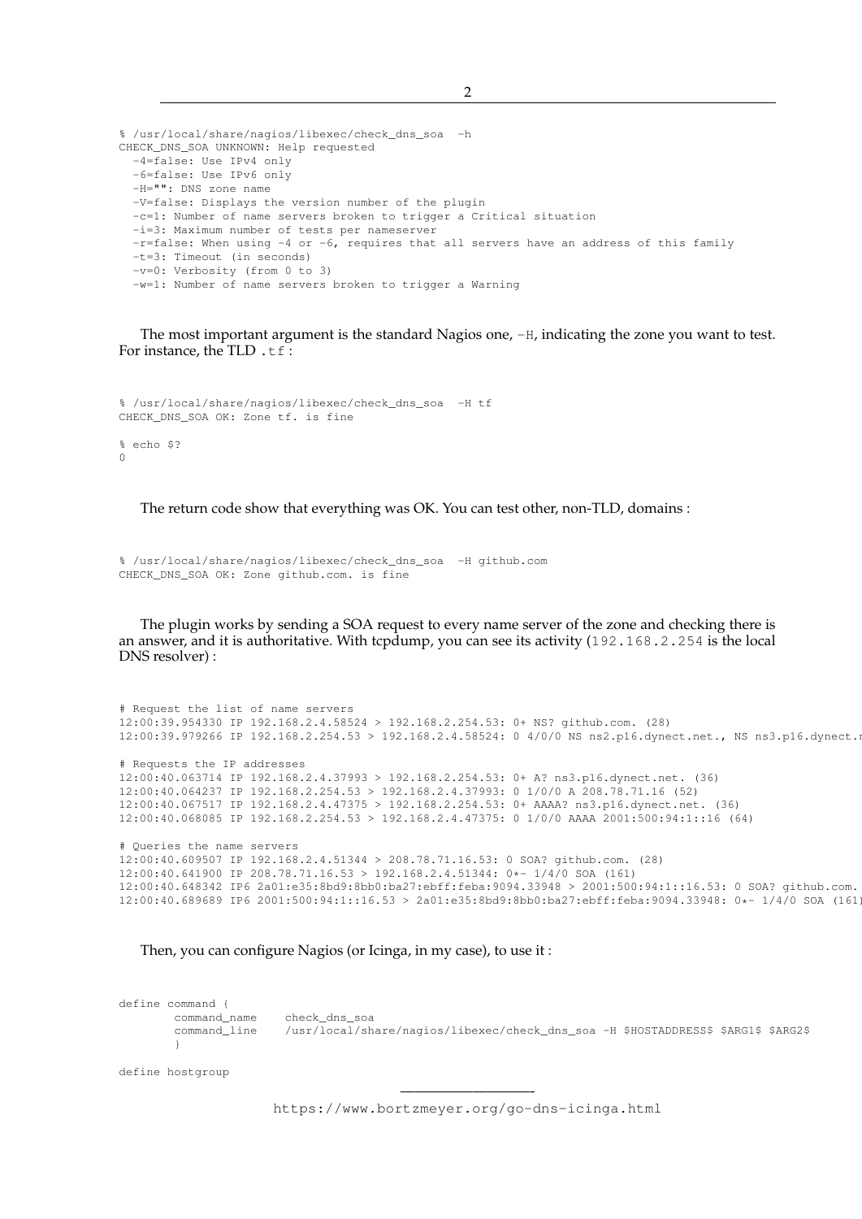```
% /usr/local/share/nagios/libexec/check_dns_soa  -h
CHECK_DNS_SOA UNKNOWN: Help requested
  -4=false: Use IPv4 only
  -6=false: Use IPv6 only
  -H="": DNS zone name
  -V=false: Displays the version number of the plugin
  -c=1: Number of name servers broken to trigger a Critical situation
  -i=3: Maximum number of tests per nameserver
  -r=false: When using -4 or -6, requires that all servers have an address of this family
  -t=3: Timeout (in seconds)
  -v=0: Verbosity (from 0 to 3)
  -w=1: Number of name servers broken to trigger a Warning
```

The most important argument is the standard Nagios one, `-H`, indicating the zone you want to test. For instance, the TLD `.tf` :

```
% /usr/local/share/nagios/libexec/check_dns_soa  -H tf
CHECK_DNS_SOA OK: Zone tf. is fine

% echo $?
0
```

The return code show that everything was OK. You can test other, non-TLD, domains :

```
% /usr/local/share/nagios/libexec/check_dns_soa  -H github.com
CHECK_DNS_SOA OK: Zone github.com. is fine
```

The plugin works by sending a SOA request to every name server of the zone and checking there is an answer, and it is authoritative. With tcpdump, you can see its activity (`192.168.2.254` is the local DNS resolver) :

```
# Request the list of name servers
12:00:39.954330 IP 192.168.2.4.58524 > 192.168.2.254.53: 0+ NS? github.com. (28)
12:00:39.979266 IP 192.168.2.254.53 > 192.168.2.4.58524: 0 4/0/0 NS ns2.p16.dynect.net., NS ns3.p16.dynect.n

# Requests the IP addresses
12:00:40.063714 IP 192.168.2.4.37993 > 192.168.2.254.53: 0+ A? ns3.p16.dynect.net. (36)
12:00:40.064237 IP 192.168.2.254.53 > 192.168.2.4.37993: 0 1/0/0 A 208.78.71.16 (52)
12:00:40.067517 IP 192.168.2.4.47375 > 192.168.2.254.53: 0+ AAAA? ns3.p16.dynect.net. (36)
12:00:40.068085 IP 192.168.2.254.53 > 192.168.2.4.47375: 0 1/0/0 AAAA 2001:500:94:1::16 (64)

# Queries the name servers
12:00:40.609507 IP 192.168.2.4.51344 > 208.78.71.16.53: 0 SOA? github.com. (28)
12:00:40.641900 IP 208.78.71.16.53 > 192.168.2.4.51344: 0*- 1/4/0 SOA (161)
12:00:40.648342 IP6 2a01:e35:8bd9:8bb0:ba27:ebff:feba:9094.33948 > 2001:500:94:1::16.53: 0 SOA? github.com.
12:00:40.689689 IP6 2001:500:94:1::16.53 > 2a01:e35:8bd9:8bb0:ba27:ebff:feba:9094.33948: 0*- 1/4/0 SOA (161)
```

Then, you can configure Nagios (or Icinga, in my case), to use it :

```
define command {
        command_name    check_dns_soa
        command_line    /usr/local/share/nagios/libexec/check_dns_soa -H $HOSTADDRESS$ $ARG1$ $ARG2$
        }

define hostgroup
```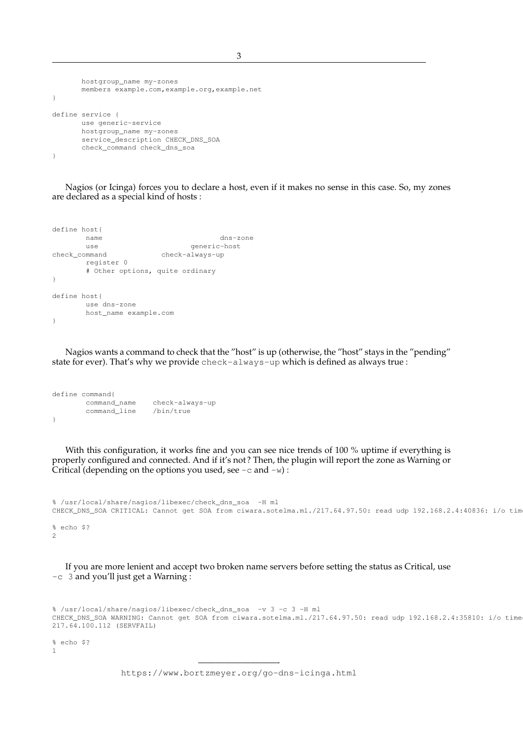```
        hostgroup_name my-zones
        members example.com,example.org,example.net
}

define service {
        use generic-service
        hostgroup_name my-zones
        service_description CHECK_DNS_SOA
        check_command check_dns_soa
}
```

Nagios (or Icinga) forces you to declare a host, even if it makes no sense in this case. So, my zones are declared as a special kind of hosts :

```
define host{
        name                            dns-zone
        use                       generic-host
check_command             check-always-up
        register 0
        # Other options, quite ordinary
}

define host{
        use dns-zone
        host_name example.com
}
```

Nagios wants a command to check that the "host" is up (otherwise, the "host" stays in the "pending" state for ever). That's why we provide `check-always-up` which is defined as always true :

```
define command{
        command_name    check-always-up
        command_line    /bin/true
}
```

With this configuration, it works fine and you can see nice trends of 100 % uptime if everything is properly configured and connected. And if it's not? Then, the plugin will report the zone as Warning or Critical (depending on the options you used, see `-c` and `-w`) :

```
% /usr/local/share/nagios/libexec/check_dns_soa  -H ml
CHECK_DNS_SOA CRITICAL: Cannot get SOA from ciwara.sotelma.ml./217.64.97.50: read udp 192.168.2.4:40836: i/o tim

% echo $?
2
```

If you are more lenient and accept two broken name servers before setting the status as Critical, use `-c 3` and you'll just get a Warning :

```
% /usr/local/share/nagios/libexec/check_dns_soa  -v 3 -c 3 -H ml
CHECK_DNS_SOA WARNING: Cannot get SOA from ciwara.sotelma.ml./217.64.97.50: read udp 192.168.2.4:35810: i/o time
217.64.100.112 (SERVFAIL)

% echo $?
1
```

https://www.bortzmeyer.org/go-dns-icinga.html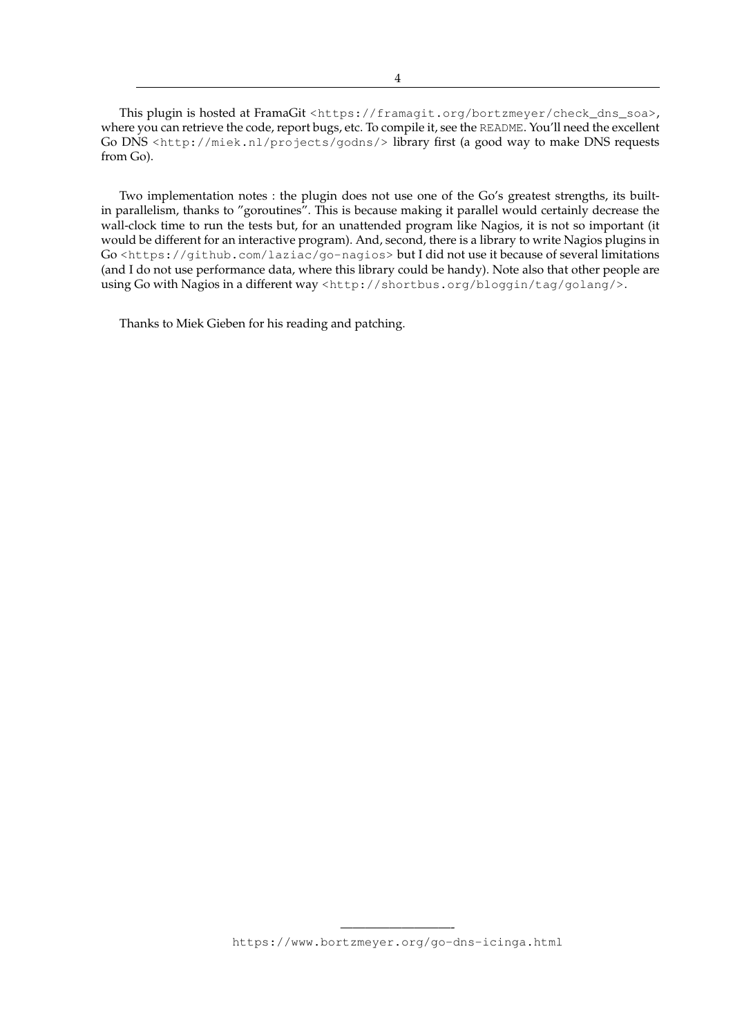This plugin is hosted at FramaGit <https://framagit.org/bortzmeyer/check_dns_soa>, where you can retrieve the code, report bugs, etc. To compile it, see the README. You'll need the excellent Go DNS <http://miek.nl/projects/godns/> library first (a good way to make DNS requests from Go).

Two implementation notes : the plugin does not use one of the Go's greatest strengths, its built-in parallelism, thanks to "goroutines". This is because making it parallel would certainly decrease the wall-clock time to run the tests but, for an unattended program like Nagios, it is not so important (it would be different for an interactive program). And, second, there is a library to write Nagios plugins in Go <https://github.com/laziac/go-nagios> but I did not use it because of several limitations (and I do not use performance data, where this library could be handy). Note also that other people are using Go with Nagios in a different way <http://shortbus.org/bloggin/tag/golang/>.

Thanks to Miek Gieben for his reading and patching.